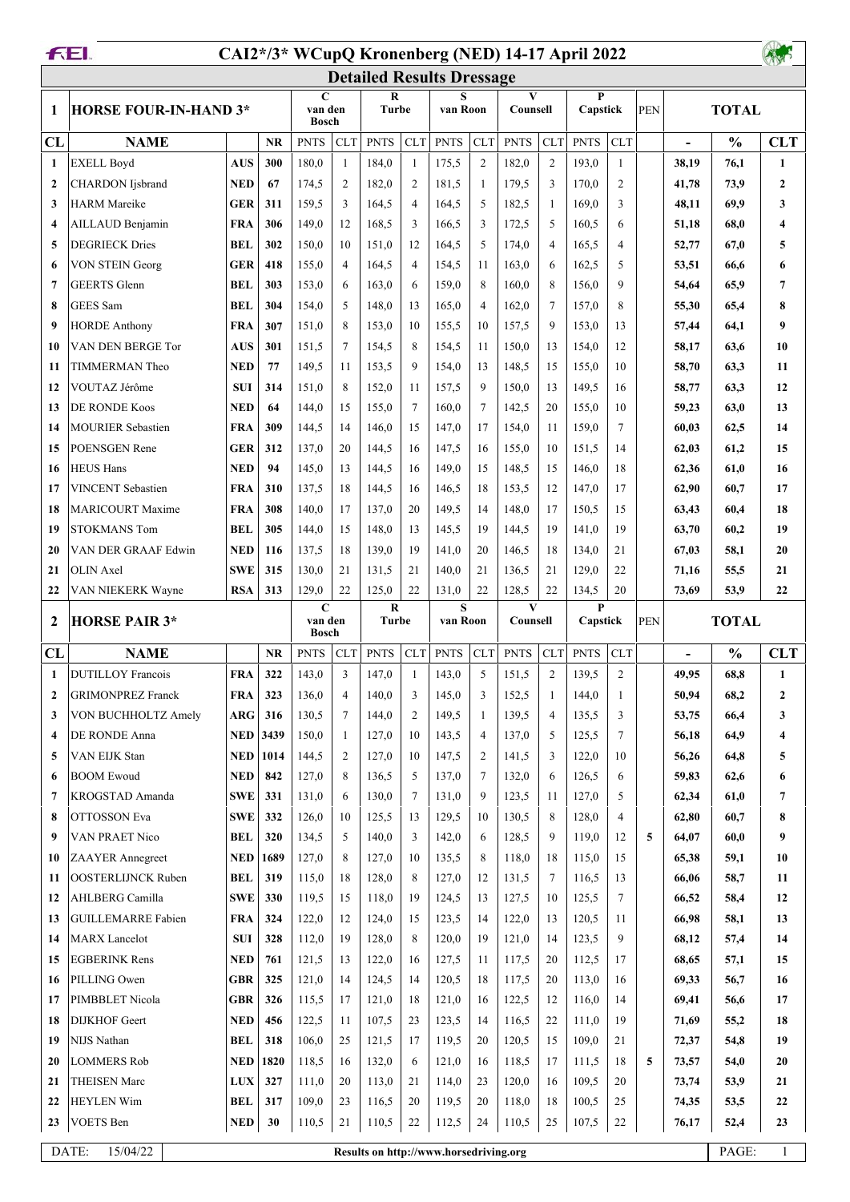# CAI2*/3* WCupQ Kronenberg (NED) 14-17 April 2022

## Detailed Results Dressage

| 1 | HORSE FOUR-IN-HAND 3* | | | C van den Bosch | | R Turbe | | S van Roon | | V Counsell | | P Capstick | | PEN | TOTAL | | |
|---|---|---|---|---|---|---|---|---|---|---|---|---|---|---|---|---|---|
| CL | NAME | | NR | PNTS | CLT | PNTS | CLT | PNTS | CLT | PNTS | CLT | PNTS | CLT | | - | % | CLT |
| 1 | EXELL Boyd | AUS | 300 | 180,0 | 1 | 184,0 | 1 | 175,5 | 2 | 182,0 | 2 | 193,0 | 1 | | 38,19 | 76,1 | 1 |
| 2 | CHARDON Ijsbrand | NED | 67 | 174,5 | 2 | 182,0 | 2 | 181,5 | 1 | 179,5 | 3 | 170,0 | 2 | | 41,78 | 73,9 | 2 |
| 3 | HARM Mareike | GER | 311 | 159,5 | 3 | 164,5 | 4 | 164,5 | 5 | 182,5 | 1 | 169,0 | 3 | | 48,11 | 69,9 | 3 |
| 4 | AILLAUD Benjamin | FRA | 306 | 149,0 | 12 | 168,5 | 3 | 166,5 | 3 | 172,5 | 5 | 160,5 | 6 | | 51,18 | 68,0 | 4 |
| 5 | DEGRIECK Dries | BEL | 302 | 150,0 | 10 | 151,0 | 12 | 164,5 | 5 | 174,0 | 4 | 165,5 | 4 | | 52,77 | 67,0 | 5 |
| 6 | VON STEIN Georg | GER | 418 | 155,0 | 4 | 164,5 | 4 | 154,5 | 11 | 163,0 | 6 | 162,5 | 5 | | 53,51 | 66,6 | 6 |
| 7 | GEERTS Glenn | BEL | 303 | 153,0 | 6 | 163,0 | 6 | 159,0 | 8 | 160,0 | 8 | 156,0 | 9 | | 54,64 | 65,9 | 7 |
| 8 | GEES Sam | BEL | 304 | 154,0 | 5 | 148,0 | 13 | 165,0 | 4 | 162,0 | 7 | 157,0 | 8 | | 55,30 | 65,4 | 8 |
| 9 | HORDE Anthony | FRA | 307 | 151,0 | 8 | 153,0 | 10 | 155,5 | 10 | 157,5 | 9 | 153,0 | 13 | | 57,44 | 64,1 | 9 |
| 10 | VAN DEN BERGE Tor | AUS | 301 | 151,5 | 7 | 154,5 | 8 | 154,5 | 11 | 150,0 | 13 | 154,0 | 12 | | 58,17 | 63,6 | 10 |
| 11 | TIMMERMAN Theo | NED | 77 | 149,5 | 11 | 153,5 | 9 | 154,0 | 13 | 148,5 | 15 | 155,0 | 10 | | 58,70 | 63,3 | 11 |
| 12 | VOUTAZ Jérôme | SUI | 314 | 151,0 | 8 | 152,0 | 11 | 157,5 | 9 | 150,0 | 13 | 149,5 | 16 | | 58,77 | 63,3 | 12 |
| 13 | DE RONDE Koos | NED | 64 | 144,0 | 15 | 155,0 | 7 | 160,0 | 7 | 142,5 | 20 | 155,0 | 10 | | 59,23 | 63,0 | 13 |
| 14 | MOURIER Sebastien | FRA | 309 | 144,5 | 14 | 146,0 | 15 | 147,0 | 17 | 154,0 | 11 | 159,0 | 7 | | 60,03 | 62,5 | 14 |
| 15 | POENSGEN Rene | GER | 312 | 137,0 | 20 | 144,5 | 16 | 147,5 | 16 | 155,0 | 10 | 151,5 | 14 | | 62,03 | 61,2 | 15 |
| 16 | HEUS Hans | NED | 94 | 145,0 | 13 | 144,5 | 16 | 149,0 | 15 | 148,5 | 15 | 146,0 | 18 | | 62,36 | 61,0 | 16 |
| 17 | VINCENT Sebastien | FRA | 310 | 137,5 | 18 | 144,5 | 16 | 146,5 | 18 | 153,5 | 12 | 147,0 | 17 | | 62,90 | 60,7 | 17 |
| 18 | MARICOURT Maxime | FRA | 308 | 140,0 | 17 | 137,0 | 20 | 149,5 | 14 | 148,0 | 17 | 150,5 | 15 | | 63,43 | 60,4 | 18 |
| 19 | STOKMANS Tom | BEL | 305 | 144,0 | 15 | 148,0 | 13 | 145,5 | 19 | 144,5 | 19 | 141,0 | 19 | | 63,70 | 60,2 | 19 |
| 20 | VAN DER GRAAF Edwin | NED | 116 | 137,5 | 18 | 139,0 | 19 | 141,0 | 20 | 146,5 | 18 | 134,0 | 21 | | 67,03 | 58,1 | 20 |
| 21 | OLIN Axel | SWE | 315 | 130,0 | 21 | 131,5 | 21 | 140,0 | 21 | 136,5 | 21 | 129,0 | 22 | | 71,16 | 55,5 | 21 |
| 22 | VAN NIEKERK Wayne | RSA | 313 | 129,0 | 22 | 125,0 | 22 | 131,0 | 22 | 128,5 | 22 | 134,5 | 20 | | 73,69 | 53,9 | 22 |

| 2 | HORSE PAIR 3* | | | C van den Bosch | | R Turbe | | S van Roon | | V Counsell | | P Capstick | | PEN | TOTAL | | |
|---|---|---|---|---|---|---|---|---|---|---|---|---|---|---|---|---|---|
| CL | NAME | | NR | PNTS | CLT | PNTS | CLT | PNTS | CLT | PNTS | CLT | PNTS | CLT | | - | % | CLT |
| 1 | DUTILLOY Francois | FRA | 322 | 143,0 | 3 | 147,0 | 1 | 143,0 | 5 | 151,5 | 2 | 139,5 | 2 | | 49,95 | 68,8 | 1 |
| 2 | GRIMONPREZ Franck | FRA | 323 | 136,0 | 4 | 140,0 | 3 | 145,0 | 3 | 152,5 | 1 | 144,0 | 1 | | 50,94 | 68,2 | 2 |
| 3 | VON BUCHHOLTZ Amely | ARG | 316 | 130,5 | 7 | 144,0 | 2 | 149,5 | 1 | 139,5 | 4 | 135,5 | 3 | | 53,75 | 66,4 | 3 |
| 4 | DE RONDE Anna | NED | 3439 | 150,0 | 1 | 127,0 | 10 | 143,5 | 4 | 137,0 | 5 | 125,5 | 7 | | 56,18 | 64,9 | 4 |
| 5 | VAN EIJK Stan | NED | 1014 | 144,5 | 2 | 127,0 | 10 | 147,5 | 2 | 141,5 | 3 | 122,0 | 10 | | 56,26 | 64,8 | 5 |
| 6 | BOOM Ewoud | NED | 842 | 127,0 | 8 | 136,5 | 5 | 137,0 | 7 | 132,0 | 6 | 126,5 | 6 | | 59,83 | 62,6 | 6 |
| 7 | KROGSTAD Amanda | SWE | 331 | 131,0 | 6 | 130,0 | 7 | 131,0 | 9 | 123,5 | 11 | 127,0 | 5 | | 62,34 | 61,0 | 7 |
| 8 | OTTOSSON Eva | SWE | 332 | 126,0 | 10 | 125,5 | 13 | 129,5 | 10 | 130,5 | 8 | 128,0 | 4 | | 62,80 | 60,7 | 8 |
| 9 | VAN PRAET Nico | BEL | 320 | 134,5 | 5 | 140,0 | 3 | 142,0 | 6 | 128,5 | 9 | 119,0 | 12 | 5 | 64,07 | 60,0 | 9 |
| 10 | ZAAYER Annegreet | NED | 1689 | 127,0 | 8 | 127,0 | 10 | 135,5 | 8 | 118,0 | 18 | 115,0 | 15 | | 65,38 | 59,1 | 10 |
| 11 | OOSTERLIJNCK Ruben | BEL | 319 | 115,0 | 18 | 128,0 | 8 | 127,0 | 12 | 131,5 | 7 | 116,5 | 13 | | 66,06 | 58,7 | 11 |
| 12 | AHLBERG Camilla | SWE | 330 | 119,5 | 15 | 118,0 | 19 | 124,5 | 13 | 127,5 | 10 | 125,5 | 7 | | 66,52 | 58,4 | 12 |
| 13 | GUILLEMARRE Fabien | FRA | 324 | 122,0 | 12 | 124,0 | 15 | 123,5 | 14 | 122,0 | 13 | 120,5 | 11 | | 66,98 | 58,1 | 13 |
| 14 | MARX Lancelot | SUI | 328 | 112,0 | 19 | 128,0 | 8 | 120,0 | 19 | 121,0 | 14 | 123,5 | 9 | | 68,12 | 57,4 | 14 |
| 15 | EGBERINK Rens | NED | 761 | 121,5 | 13 | 122,0 | 16 | 127,5 | 11 | 117,5 | 20 | 112,5 | 17 | | 68,65 | 57,1 | 15 |
| 16 | PILLING Owen | GBR | 325 | 121,0 | 14 | 124,5 | 14 | 120,5 | 18 | 117,5 | 20 | 113,0 | 16 | | 69,33 | 56,7 | 16 |
| 17 | PIMBBLET Nicola | GBR | 326 | 115,5 | 17 | 121,0 | 18 | 121,0 | 16 | 122,5 | 12 | 116,0 | 14 | | 69,41 | 56,6 | 17 |
| 18 | DIJKHOF Geert | NED | 456 | 122,5 | 11 | 107,5 | 23 | 123,5 | 14 | 116,5 | 22 | 111,0 | 19 | | 71,69 | 55,2 | 18 |
| 19 | NIJS Nathan | BEL | 318 | 106,0 | 25 | 121,5 | 17 | 119,5 | 20 | 120,5 | 15 | 109,0 | 21 | | 72,37 | 54,8 | 19 |
| 20 | LOMMERS Rob | NED | 1820 | 118,5 | 16 | 132,0 | 6 | 121,0 | 16 | 118,5 | 17 | 111,5 | 18 | 5 | 73,57 | 54,0 | 20 |
| 21 | THEISEN Marc | LUX | 327 | 111,0 | 20 | 113,0 | 21 | 114,0 | 23 | 120,0 | 16 | 109,5 | 20 | | 73,74 | 53,9 | 21 |
| 22 | HEYLEN Wim | BEL | 317 | 109,0 | 23 | 116,5 | 20 | 119,5 | 20 | 118,0 | 18 | 100,5 | 25 | | 74,35 | 53,5 | 22 |
| 23 | VOETS Ben | NED | 30 | 110,5 | 21 | 110,5 | 22 | 112,5 | 24 | 110,5 | 25 | 107,5 | 22 | | 76,17 | 52,4 | 23 |

DATE: 15/04/22 — Results on http://www.horsedriving.org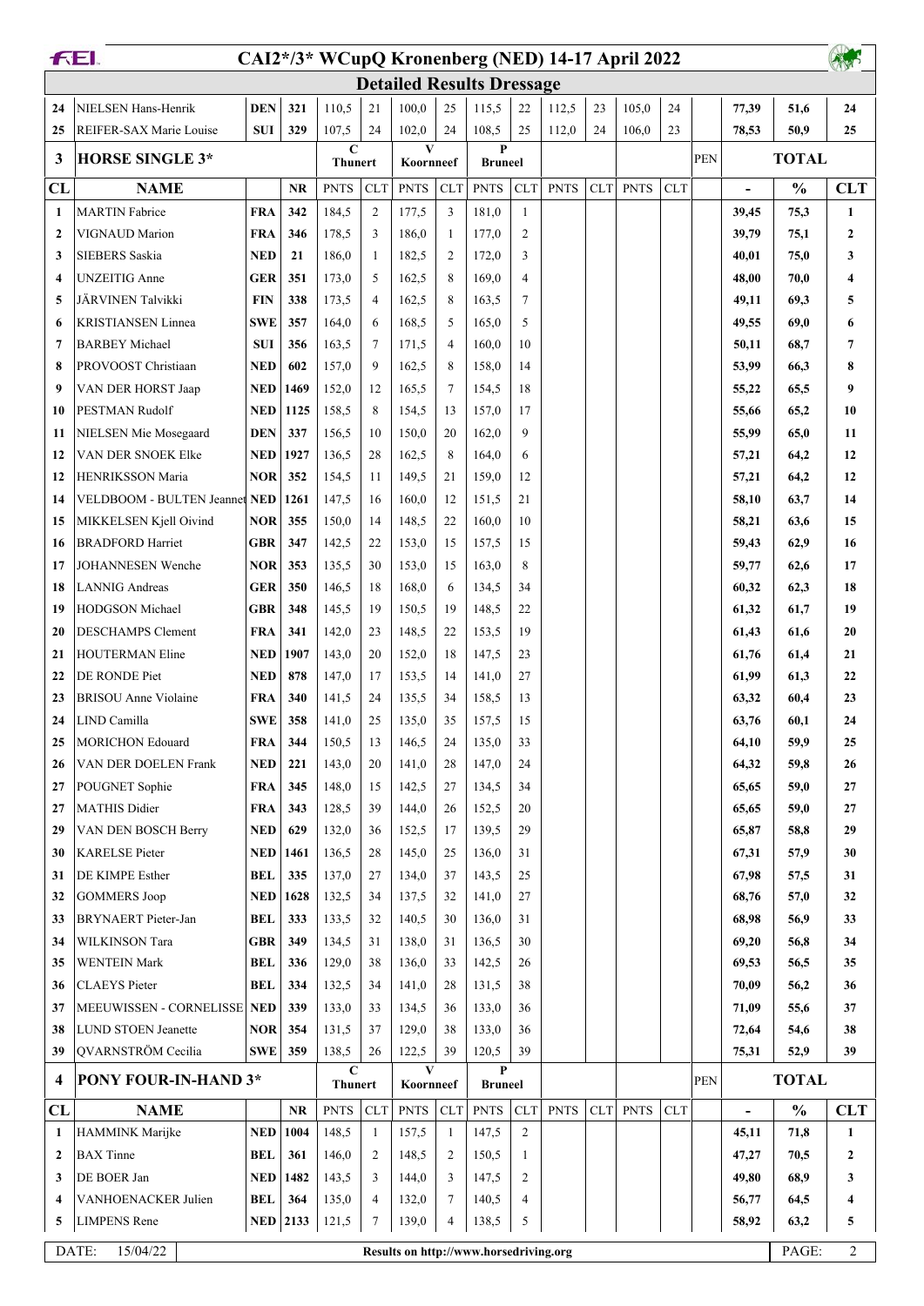# CAI2*/3* WCupQ Kronenberg (NED) 14-17 April 2022

## Detailed Results Dressage

| | | | | | | | | | | | | | | | | | |
|---|---|---|---|---|---|---|---|---|---|---|---|---|---|---|---|---|---|
| 24 | NIELSEN Hans-Henrik | DEN | 321 | 110,5 | 21 | 100,0 | 25 | 115,5 | 22 | 112,5 | 23 | 105,0 | 24 | | 77,39 | 51,6 | 24 |
| 25 | REIFER-SAX Marie Louise | SUI | 329 | 107,5 | 24 | 102,0 | 24 | 108,5 | 25 | 112,0 | 24 | 106,0 | 23 | | 78,53 | 50,9 | 25 |

## 3 HORSE SINGLE 3*

| CL | NAME | | NR | C Thunert PNTS | CLT | V Koornneef PNTS | CLT | P Bruneel PNTS | CLT | PNTS | CLT | PNTS | CLT | PEN | TOTAL - | % | CLT |
|---|---|---|---|---|---|---|---|---|---|---|---|---|---|---|---|---|---|
| 1 | MARTIN Fabrice | FRA | 342 | 184,5 | 2 | 177,5 | 3 | 181,0 | 1 | | | | | | 39,45 | 75,3 | 1 |
| 2 | VIGNAUD Marion | FRA | 346 | 178,5 | 3 | 186,0 | 1 | 177,0 | 2 | | | | | | 39,79 | 75,1 | 2 |
| 3 | SIEBERS Saskia | NED | 21 | 186,0 | 1 | 182,5 | 2 | 172,0 | 3 | | | | | | 40,01 | 75,0 | 3 |
| 4 | UNZEITIG Anne | GER | 351 | 173,0 | 5 | 162,5 | 8 | 169,0 | 4 | | | | | | 48,00 | 70,0 | 4 |
| 5 | JÄRVINEN Talvikki | FIN | 338 | 173,5 | 4 | 162,5 | 8 | 163,5 | 7 | | | | | | 49,11 | 69,3 | 5 |
| 6 | KRISTIANSEN Linnea | SWE | 357 | 164,0 | 6 | 168,5 | 5 | 165,0 | 5 | | | | | | 49,55 | 69,0 | 6 |
| 7 | BARBEY Michael | SUI | 356 | 163,5 | 7 | 171,5 | 4 | 160,0 | 10 | | | | | | 50,11 | 68,7 | 7 |
| 8 | PROVOOST Christiaan | NED | 602 | 157,0 | 9 | 162,5 | 8 | 158,0 | 14 | | | | | | 53,99 | 66,3 | 8 |
| 9 | VAN DER HORST Jaap | NED | 1469 | 152,0 | 12 | 165,5 | 7 | 154,5 | 18 | | | | | | 55,22 | 65,5 | 9 |
| 10 | PESTMAN Rudolf | NED | 1125 | 158,5 | 8 | 154,5 | 13 | 157,0 | 17 | | | | | | 55,66 | 65,2 | 10 |
| 11 | NIELSEN Mie Mosegaard | DEN | 337 | 156,5 | 10 | 150,0 | 20 | 162,0 | 9 | | | | | | 55,99 | 65,0 | 11 |
| 12 | VAN DER SNOEK Elke | NED | 1927 | 136,5 | 28 | 162,5 | 8 | 164,0 | 6 | | | | | | 57,21 | 64,2 | 12 |
| 12 | HENRIKSSON Maria | NOR | 352 | 154,5 | 11 | 149,5 | 21 | 159,0 | 12 | | | | | | 57,21 | 64,2 | 12 |
| 14 | VELDBOOM - BULTEN Jeannet | NED | 1261 | 147,5 | 16 | 160,0 | 12 | 151,5 | 21 | | | | | | 58,10 | 63,7 | 14 |
| 15 | MIKKELSEN Kjell Oivind | NOR | 355 | 150,0 | 14 | 148,5 | 22 | 160,0 | 10 | | | | | | 58,21 | 63,6 | 15 |
| 16 | BRADFORD Harriet | GBR | 347 | 142,5 | 22 | 153,0 | 15 | 157,5 | 15 | | | | | | 59,43 | 62,9 | 16 |
| 17 | JOHANNESEN Wenche | NOR | 353 | 135,5 | 30 | 153,0 | 15 | 163,0 | 8 | | | | | | 59,77 | 62,6 | 17 |
| 18 | LANNIG Andreas | GER | 350 | 146,5 | 18 | 168,0 | 6 | 134,5 | 34 | | | | | | 60,32 | 62,3 | 18 |
| 19 | HODGSON Michael | GBR | 348 | 145,5 | 19 | 150,5 | 19 | 148,5 | 22 | | | | | | 61,32 | 61,7 | 19 |
| 20 | DESCHAMPS Clement | FRA | 341 | 142,0 | 23 | 148,5 | 22 | 153,5 | 19 | | | | | | 61,43 | 61,6 | 20 |
| 21 | HOUTERMAN Eline | NED | 1907 | 143,0 | 20 | 152,0 | 18 | 147,5 | 23 | | | | | | 61,76 | 61,4 | 21 |
| 22 | DE RONDE Piet | NED | 878 | 147,0 | 17 | 153,5 | 14 | 141,0 | 27 | | | | | | 61,99 | 61,3 | 22 |
| 23 | BRISOU Anne Violaine | FRA | 340 | 141,5 | 24 | 135,5 | 34 | 158,5 | 13 | | | | | | 63,32 | 60,4 | 23 |
| 24 | LIND Camilla | SWE | 358 | 141,0 | 25 | 135,0 | 35 | 157,5 | 15 | | | | | | 63,76 | 60,1 | 24 |
| 25 | MORICHON Edouard | FRA | 344 | 150,5 | 13 | 146,5 | 24 | 135,0 | 33 | | | | | | 64,10 | 59,9 | 25 |
| 26 | VAN DER DOELEN Frank | NED | 221 | 143,0 | 20 | 141,0 | 28 | 147,0 | 24 | | | | | | 64,32 | 59,8 | 26 |
| 27 | POUGNET Sophie | FRA | 345 | 148,0 | 15 | 142,5 | 27 | 134,5 | 34 | | | | | | 65,65 | 59,0 | 27 |
| 27 | MATHIS Didier | FRA | 343 | 128,5 | 39 | 144,0 | 26 | 152,5 | 20 | | | | | | 65,65 | 59,0 | 27 |
| 29 | VAN DEN BOSCH Berry | NED | 629 | 132,0 | 36 | 152,5 | 17 | 139,5 | 29 | | | | | | 65,87 | 58,8 | 29 |
| 30 | KARELSE Pieter | NED | 1461 | 136,5 | 28 | 145,0 | 25 | 136,0 | 31 | | | | | | 67,31 | 57,9 | 30 |
| 31 | DE KIMPE Esther | BEL | 335 | 137,0 | 27 | 134,0 | 37 | 143,5 | 25 | | | | | | 67,98 | 57,5 | 31 |
| 32 | GOMMERS Joop | NED | 1628 | 132,5 | 34 | 137,5 | 32 | 141,0 | 27 | | | | | | 68,76 | 57,0 | 32 |
| 33 | BRYNAERT Pieter-Jan | BEL | 333 | 133,5 | 32 | 140,5 | 30 | 136,0 | 31 | | | | | | 68,98 | 56,9 | 33 |
| 34 | WILKINSON Tara | GBR | 349 | 134,5 | 31 | 138,0 | 31 | 136,5 | 30 | | | | | | 69,20 | 56,8 | 34 |
| 35 | WENTEIN Mark | BEL | 336 | 129,0 | 38 | 136,0 | 33 | 142,5 | 26 | | | | | | 69,53 | 56,5 | 35 |
| 36 | CLAEYS Pieter | BEL | 334 | 132,5 | 34 | 141,0 | 28 | 131,5 | 38 | | | | | | 70,09 | 56,2 | 36 |
| 37 | MEEUWISSEN - CORNELISSE | NED | 339 | 133,0 | 33 | 134,5 | 36 | 133,0 | 36 | | | | | | 71,09 | 55,6 | 37 |
| 38 | LUND STOEN Jeanette | NOR | 354 | 131,5 | 37 | 129,0 | 38 | 133,0 | 36 | | | | | | 72,64 | 54,6 | 38 |
| 39 | QVARNSTRÖM Cecilia | SWE | 359 | 138,5 | 26 | 122,5 | 39 | 120,5 | 39 | | | | | | 75,31 | 52,9 | 39 |

## 4 PONY FOUR-IN-HAND 3*

| CL | NAME | | NR | C Thunert PNTS | CLT | V Koornneef PNTS | CLT | P Bruneel PNTS | CLT | PNTS | CLT | PNTS | CLT | PEN | TOTAL - | % | CLT |
|---|---|---|---|---|---|---|---|---|---|---|---|---|---|---|---|---|---|
| 1 | HAMMINK Marijke | NED | 1004 | 148,5 | 1 | 157,5 | 1 | 147,5 | 2 | | | | | | 45,11 | 71,8 | 1 |
| 2 | BAX Tinne | BEL | 361 | 146,0 | 2 | 148,5 | 2 | 150,5 | 1 | | | | | | 47,27 | 70,5 | 2 |
| 3 | DE BOER Jan | NED | 1482 | 143,5 | 3 | 144,0 | 3 | 147,5 | 2 | | | | | | 49,80 | 68,9 | 3 |
| 4 | VANHOENACKER Julien | BEL | 364 | 135,0 | 4 | 132,0 | 7 | 140,5 | 4 | | | | | | 56,77 | 64,5 | 4 |
| 5 | LIMPENS Rene | NED | 2133 | 121,5 | 7 | 139,0 | 4 | 138,5 | 5 | | | | | | 58,92 | 63,2 | 5 |

DATE: 15/04/22 — Results on http://www.horsedriving.org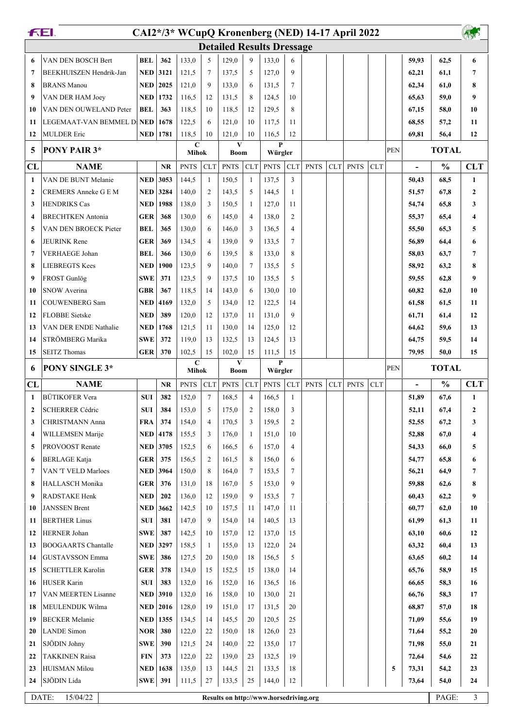# CAI2*/3* WCupQ Kronenberg (NED) 14-17 April 2022

## Detailed Results Dressage

| CL | NAME | | NR | PNTS | CLT | PNTS | CLT | PNTS | CLT | PNTS | CLT | PNTS | CLT | PEN | - | % | CLT |
|---|---|---|---|---|---|---|---|---|---|---|---|---|---|---|---|---|---|
| 6 | VAN DEN BOSCH Bert | BEL | 362 | 133,0 | 5 | 129,0 | 9 | 133,0 | 6 | | | | | | 59,93 | 62,5 | 6 |
| 7 | BEEKHUISZEN Hendrik-Jan | NED | 3121 | 121,5 | 7 | 137,5 | 5 | 127,0 | 9 | | | | | | 62,21 | 61,1 | 7 |
| 8 | BRANS Manou | NED | 2025 | 121,0 | 9 | 133,0 | 6 | 131,5 | 7 | | | | | | 62,34 | 61,0 | 8 |
| 9 | VAN DER HAM Joey | NED | 1732 | 116,5 | 12 | 131,5 | 8 | 124,5 | 10 | | | | | | 65,63 | 59,0 | 9 |
| 10 | VAN DEN OUWELAND Peter | BEL | 363 | 118,5 | 10 | 118,5 | 12 | 129,5 | 8 | | | | | | 67,15 | 58,0 | 10 |
| 11 | LEGEMAAT-VAN BEMMEL D | NED | 1678 | 122,5 | 6 | 121,0 | 10 | 117,5 | 11 | | | | | | 68,55 | 57,2 | 11 |
| 12 | MULDER Eric | NED | 1781 | 118,5 | 10 | 121,0 | 10 | 116,5 | 12 | | | | | | 69,81 | 56,4 | 12 |

## 5 PONY PAIR 3*

| CL | NAME | | NR | C Mihok PNTS | CLT | V Boom PNTS | CLT | P Würgler PNTS | CLT | PNTS | CLT | PNTS | CLT | PEN | TOTAL - | % | CLT |
|---|---|---|---|---|---|---|---|---|---|---|---|---|---|---|---|---|---|
| 1 | VAN DE BUNT Melanie | NED | 3053 | 144,5 | 1 | 150,5 | 1 | 137,5 | 3 | | | | | | 50,43 | 68,5 | 1 |
| 2 | CREMERS Anneke G E M | NED | 3284 | 140,0 | 2 | 143,5 | 5 | 144,5 | 1 | | | | | | 51,57 | 67,8 | 2 |
| 3 | HENDRIKS Cas | NED | 1988 | 138,0 | 3 | 150,5 | 1 | 127,0 | 11 | | | | | | 54,74 | 65,8 | 3 |
| 4 | BRECHTKEN Antonia | GER | 368 | 130,0 | 6 | 145,0 | 4 | 138,0 | 2 | | | | | | 55,37 | 65,4 | 4 |
| 5 | VAN DEN BROECK Pieter | BEL | 365 | 130,0 | 6 | 146,0 | 3 | 136,5 | 4 | | | | | | 55,50 | 65,3 | 5 |
| 6 | JEURINK Rene | GER | 369 | 134,5 | 4 | 139,0 | 9 | 133,5 | 7 | | | | | | 56,89 | 64,4 | 6 |
| 7 | VERHAEGE Johan | BEL | 366 | 130,0 | 6 | 139,5 | 8 | 133,0 | 8 | | | | | | 58,03 | 63,7 | 7 |
| 8 | LIEBREGTS Kees | NED | 1900 | 123,5 | 9 | 140,0 | 7 | 135,5 | 5 | | | | | | 58,92 | 63,2 | 8 |
| 9 | FROST Gunlög | SWE | 371 | 123,5 | 9 | 137,5 | 10 | 135,5 | 5 | | | | | | 59,55 | 62,8 | 9 |
| 10 | SNOW Averina | GBR | 367 | 118,5 | 14 | 143,0 | 6 | 130,0 | 10 | | | | | | 60,82 | 62,0 | 10 |
| 11 | COUWENBERG Sam | NED | 4169 | 132,0 | 5 | 134,0 | 12 | 122,5 | 14 | | | | | | 61,58 | 61,5 | 11 |
| 12 | FLOBBE Sietske | NED | 389 | 120,0 | 12 | 137,0 | 11 | 131,0 | 9 | | | | | | 61,71 | 61,4 | 12 |
| 13 | VAN DER ENDE Nathalie | NED | 1768 | 121,5 | 11 | 130,0 | 14 | 125,0 | 12 | | | | | | 64,62 | 59,6 | 13 |
| 14 | STRÖMBERG Marika | SWE | 372 | 119,0 | 13 | 132,5 | 13 | 124,5 | 13 | | | | | | 64,75 | 59,5 | 14 |
| 15 | SEITZ Thomas | GER | 370 | 102,5 | 15 | 102,0 | 15 | 111,5 | 15 | | | | | | 79,95 | 50,0 | 15 |

## 6 PONY SINGLE 3*

| CL | NAME | | NR | C Mihok PNTS | CLT | V Boom PNTS | CLT | P Würgler PNTS | CLT | PNTS | CLT | PNTS | CLT | PEN | TOTAL - | % | CLT |
|---|---|---|---|---|---|---|---|---|---|---|---|---|---|---|---|---|---|
| 1 | BÜTIKOFER Vera | SUI | 382 | 152,0 | 7 | 168,5 | 4 | 166,5 | 1 | | | | | | 51,89 | 67,6 | 1 |
| 2 | SCHERRER Cédric | SUI | 384 | 153,0 | 5 | 175,0 | 2 | 158,0 | 3 | | | | | | 52,11 | 67,4 | 2 |
| 3 | CHRISTMANN Anna | FRA | 374 | 154,0 | 4 | 170,5 | 3 | 159,5 | 2 | | | | | | 52,55 | 67,2 | 3 |
| 4 | WILLEMSEN Marije | NED | 4178 | 155,5 | 3 | 176,0 | 1 | 151,0 | 10 | | | | | | 52,88 | 67,0 | 4 |
| 5 | PROVOOST Renate | NED | 3705 | 152,5 | 6 | 166,5 | 6 | 157,0 | 4 | | | | | | 54,33 | 66,0 | 5 |
| 6 | BERLAGE Katja | GER | 375 | 156,5 | 2 | 161,5 | 8 | 156,0 | 6 | | | | | | 54,77 | 65,8 | 6 |
| 7 | VAN 'T VELD Marloes | NED | 3964 | 150,0 | 8 | 164,0 | 7 | 153,5 | 7 | | | | | | 56,21 | 64,9 | 7 |
| 8 | HALLASCH Monika | GER | 376 | 131,0 | 18 | 167,0 | 5 | 153,0 | 9 | | | | | | 59,88 | 62,6 | 8 |
| 9 | RADSTAKE Henk | NED | 202 | 136,0 | 12 | 159,0 | 9 | 153,5 | 7 | | | | | | 60,43 | 62,2 | 9 |
| 10 | JANSSEN Brent | NED | 3662 | 142,5 | 10 | 157,5 | 11 | 147,0 | 11 | | | | | | 60,77 | 62,0 | 10 |
| 11 | BERTHER Linus | SUI | 381 | 147,0 | 9 | 154,0 | 14 | 140,5 | 13 | | | | | | 61,99 | 61,3 | 11 |
| 12 | HERNER Johan | SWE | 387 | 142,5 | 10 | 157,0 | 12 | 137,0 | 15 | | | | | | 63,10 | 60,6 | 12 |
| 13 | BOOGAARTS Chantalle | NED | 3297 | 158,5 | 1 | 155,0 | 13 | 122,0 | 24 | | | | | | 63,32 | 60,4 | 13 |
| 14 | GUSTAVSSON Emma | SWE | 386 | 127,5 | 20 | 150,0 | 18 | 156,5 | 5 | | | | | | 63,65 | 60,2 | 14 |
| 15 | SCHETTLER Karolin | GER | 378 | 134,0 | 15 | 152,5 | 15 | 138,0 | 14 | | | | | | 65,76 | 58,9 | 15 |
| 16 | HUSER Karin | SUI | 383 | 132,0 | 16 | 152,0 | 16 | 136,5 | 16 | | | | | | 66,65 | 58,3 | 16 |
| 17 | VAN MEERTEN Lisanne | NED | 3910 | 132,0 | 16 | 158,0 | 10 | 130,0 | 21 | | | | | | 66,76 | 58,3 | 17 |
| 18 | MEULENDIJK Wilma | NED | 2016 | 128,0 | 19 | 151,0 | 17 | 131,5 | 20 | | | | | | 68,87 | 57,0 | 18 |
| 19 | BECKER Melanie | NED | 1355 | 134,5 | 14 | 145,5 | 20 | 120,5 | 25 | | | | | | 71,09 | 55,6 | 19 |
| 20 | LANDE Simon | NOR | 380 | 122,0 | 22 | 150,0 | 18 | 126,0 | 23 | | | | | | 71,64 | 55,2 | 20 |
| 21 | SJÖDIN Johny | SWE | 390 | 121,5 | 24 | 140,0 | 22 | 135,0 | 17 | | | | | | 71,98 | 55,0 | 21 |
| 22 | TAKKINEN Raisa | FIN | 373 | 122,0 | 22 | 139,0 | 23 | 132,5 | 19 | | | | | | 72,64 | 54,6 | 22 |
| 23 | HUISMAN Milou | NED | 1638 | 135,0 | 13 | 144,5 | 21 | 133,5 | 18 | | | | | 5 | 73,31 | 54,2 | 23 |
| 24 | SJÖDIN Lida | SWE | 391 | 111,5 | 27 | 133,5 | 25 | 144,0 | 12 | | | | | | 73,64 | 54,0 | 24 |

DATE: 15/04/22 Results on http://www.horsedriving.org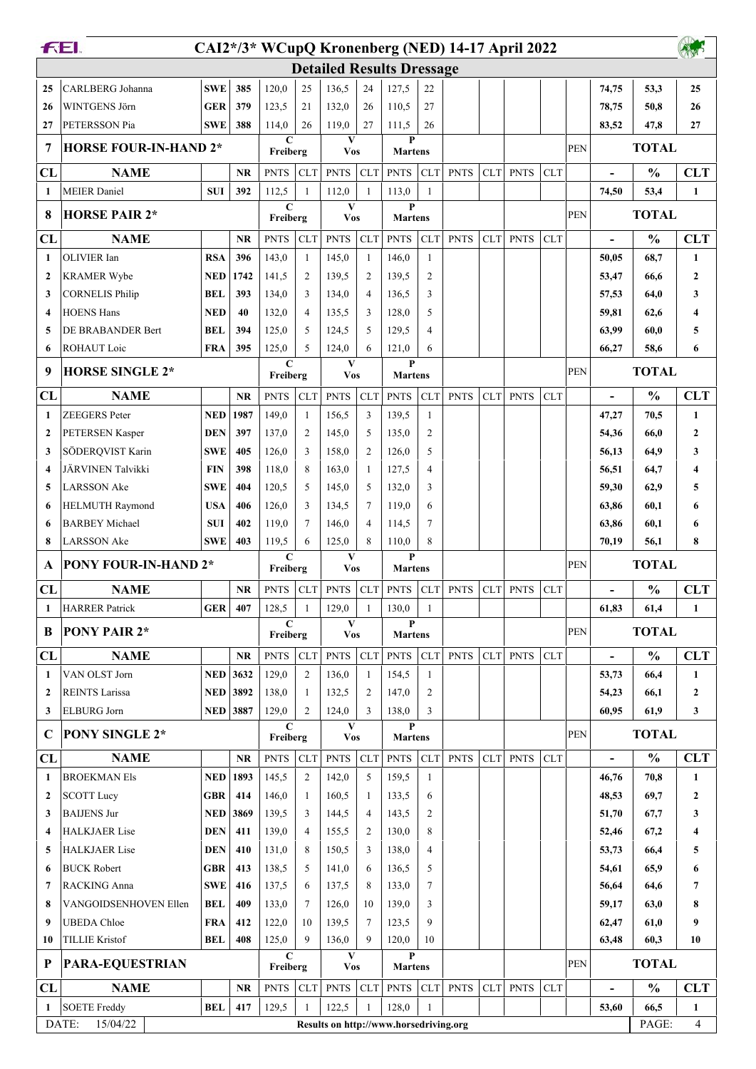# CAI2*/3* WCupQ Kronenberg (NED) 14-17 April 2022

## Detailed Results Dressage

| CL | NAME | | NR | C Freiberg PNTS | CLT | V Vos PNTS | CLT | P Martens PNTS | CLT | PNTS | CLT | PNTS | CLT | PEN | - | % | CLT |
|---|---|---|---|---|---|---|---|---|---|---|---|---|---|---|---|---|---|
| 25 | CARLBERG Johanna | SWE | 385 | 120,0 | 25 | 136,5 | 24 | 127,5 | 22 | | | | | | 74,75 | 53,3 | 25 |
| 26 | WINTGENS Jörn | GER | 379 | 123,5 | 21 | 132,0 | 26 | 110,5 | 27 | | | | | | 78,75 | 50,8 | 26 |
| 27 | PETERSSON Pia | SWE | 388 | 114,0 | 26 | 119,0 | 27 | 111,5 | 26 | | | | | | 83,52 | 47,8 | 27 |

### 7 HORSE FOUR-IN-HAND 2*

| CL | NAME | | NR | C Freiberg PNTS | CLT | V Vos PNTS | CLT | P Martens PNTS | CLT | PNTS | CLT | PNTS | CLT | PEN | - | % | CLT |
|---|---|---|---|---|---|---|---|---|---|---|---|---|---|---|---|---|---|
| 1 | MEIER Daniel | SUI | 392 | 112,5 | 1 | 112,0 | 1 | 113,0 | 1 | | | | | | 74,50 | 53,4 | 1 |

### 8 HORSE PAIR 2*

| CL | NAME | | NR | C Freiberg PNTS | CLT | V Vos PNTS | CLT | P Martens PNTS | CLT | PNTS | CLT | PNTS | CLT | PEN | - | % | CLT |
|---|---|---|---|---|---|---|---|---|---|---|---|---|---|---|---|---|---|
| 1 | OLIVIER Ian | RSA | 396 | 143,0 | 1 | 145,0 | 1 | 146,0 | 1 | | | | | | 50,05 | 68,7 | 1 |
| 2 | KRAMER Wybe | NED | 1742 | 141,5 | 2 | 139,5 | 2 | 139,5 | 2 | | | | | | 53,47 | 66,6 | 2 |
| 3 | CORNELIS Philip | BEL | 393 | 134,0 | 3 | 134,0 | 4 | 136,5 | 3 | | | | | | 57,53 | 64,0 | 3 |
| 4 | HOENS Hans | NED | 40 | 132,0 | 4 | 135,5 | 3 | 128,0 | 5 | | | | | | 59,81 | 62,6 | 4 |
| 5 | DE BRABANDER Bert | BEL | 394 | 125,0 | 5 | 124,5 | 5 | 129,5 | 4 | | | | | | 63,99 | 60,0 | 5 |
| 6 | ROHAUT Loic | FRA | 395 | 125,0 | 5 | 124,0 | 6 | 121,0 | 6 | | | | | | 66,27 | 58,6 | 6 |

### 9 HORSE SINGLE 2*

| CL | NAME | | NR | C Freiberg PNTS | CLT | V Vos PNTS | CLT | P Martens PNTS | CLT | PNTS | CLT | PNTS | CLT | PEN | - | % | CLT |
|---|---|---|---|---|---|---|---|---|---|---|---|---|---|---|---|---|---|
| 1 | ZEEGERS Peter | NED | 1987 | 149,0 | 1 | 156,5 | 3 | 139,5 | 1 | | | | | | 47,27 | 70,5 | 1 |
| 2 | PETERSEN Kasper | DEN | 397 | 137,0 | 2 | 145,0 | 5 | 135,0 | 2 | | | | | | 54,36 | 66,0 | 2 |
| 3 | SÖDERQVIST Karin | SWE | 405 | 126,0 | 3 | 158,0 | 2 | 126,0 | 5 | | | | | | 56,13 | 64,9 | 3 |
| 4 | JÄRVINEN Talvikki | FIN | 398 | 118,0 | 8 | 163,0 | 1 | 127,5 | 4 | | | | | | 56,51 | 64,7 | 4 |
| 5 | LARSSON Ake | SWE | 404 | 120,5 | 5 | 145,0 | 5 | 132,0 | 3 | | | | | | 59,30 | 62,9 | 5 |
| 6 | HELMUTH Raymond | USA | 406 | 126,0 | 3 | 134,5 | 7 | 119,0 | 6 | | | | | | 63,86 | 60,1 | 6 |
| 6 | BARBEY Michael | SUI | 402 | 119,0 | 7 | 146,0 | 4 | 114,5 | 7 | | | | | | 63,86 | 60,1 | 6 |
| 8 | LARSSON Ake | SWE | 403 | 119,5 | 6 | 125,0 | 8 | 110,0 | 8 | | | | | | 70,19 | 56,1 | 8 |

### A PONY FOUR-IN-HAND 2*

| CL | NAME | | NR | C Freiberg PNTS | CLT | V Vos PNTS | CLT | P Martens PNTS | CLT | PNTS | CLT | PNTS | CLT | PEN | - | % | CLT |
|---|---|---|---|---|---|---|---|---|---|---|---|---|---|---|---|---|---|
| 1 | HARRER Patrick | GER | 407 | 128,5 | 1 | 129,0 | 1 | 130,0 | 1 | | | | | | 61,83 | 61,4 | 1 |

### B PONY PAIR 2*

| CL | NAME | | NR | C Freiberg PNTS | CLT | V Vos PNTS | CLT | P Martens PNTS | CLT | PNTS | CLT | PNTS | CLT | PEN | - | % | CLT |
|---|---|---|---|---|---|---|---|---|---|---|---|---|---|---|---|---|---|
| 1 | VAN OLST Jorn | NED | 3632 | 129,0 | 2 | 136,0 | 1 | 154,5 | 1 | | | | | | 53,73 | 66,4 | 1 |
| 2 | REINTS Larissa | NED | 3892 | 138,0 | 1 | 132,5 | 2 | 147,0 | 2 | | | | | | 54,23 | 66,1 | 2 |
| 3 | ELBURG Jorn | NED | 3887 | 129,0 | 2 | 124,0 | 3 | 138,0 | 3 | | | | | | 60,95 | 61,9 | 3 |

### C PONY SINGLE 2*

| CL | NAME | | NR | C Freiberg PNTS | CLT | V Vos PNTS | CLT | P Martens PNTS | CLT | PNTS | CLT | PNTS | CLT | PEN | - | % | CLT |
|---|---|---|---|---|---|---|---|---|---|---|---|---|---|---|---|---|---|
| 1 | BROEKMAN Els | NED | 1893 | 145,5 | 2 | 142,0 | 5 | 159,5 | 1 | | | | | | 46,76 | 70,8 | 1 |
| 2 | SCOTT Lucy | GBR | 414 | 146,0 | 1 | 160,5 | 1 | 133,5 | 6 | | | | | | 48,53 | 69,7 | 2 |
| 3 | BAIJENS Jur | NED | 3869 | 139,5 | 3 | 144,5 | 4 | 143,5 | 2 | | | | | | 51,70 | 67,7 | 3 |
| 4 | HALKJAER Lise | DEN | 411 | 139,0 | 4 | 155,5 | 2 | 130,0 | 8 | | | | | | 52,46 | 67,2 | 4 |
| 5 | HALKJAER Lise | DEN | 410 | 131,0 | 8 | 150,5 | 3 | 138,0 | 4 | | | | | | 53,73 | 66,4 | 5 |
| 6 | BUCK Robert | GBR | 413 | 138,5 | 5 | 141,0 | 6 | 136,5 | 5 | | | | | | 54,61 | 65,9 | 6 |
| 7 | RACKING Anna | SWE | 416 | 137,5 | 6 | 137,5 | 8 | 133,0 | 7 | | | | | | 56,64 | 64,6 | 7 |
| 8 | VANGOIDSENHOVEN Ellen | BEL | 409 | 133,0 | 7 | 126,0 | 10 | 139,0 | 3 | | | | | | 59,17 | 63,0 | 8 |
| 9 | UBEDA Chloe | FRA | 412 | 122,0 | 10 | 139,5 | 7 | 123,5 | 9 | | | | | | 62,47 | 61,0 | 9 |
| 10 | TILLIE Kristof | BEL | 408 | 125,0 | 9 | 136,0 | 9 | 120,0 | 10 | | | | | | 63,48 | 60,3 | 10 |

### P PARA-EQUESTRIAN

| CL | NAME | | NR | C Freiberg PNTS | CLT | V Vos PNTS | CLT | P Martens PNTS | CLT | PNTS | CLT | PNTS | CLT | PEN | - | % | CLT |
|---|---|---|---|---|---|---|---|---|---|---|---|---|---|---|---|---|---|
| 1 | SOETE Freddy | BEL | 417 | 129,5 | 1 | 122,5 | 1 | 128,0 | 1 | | | | | | 53,60 | 66,5 | 1 |

DATE: 15/04/22 — Results on http://www.horsedriving.org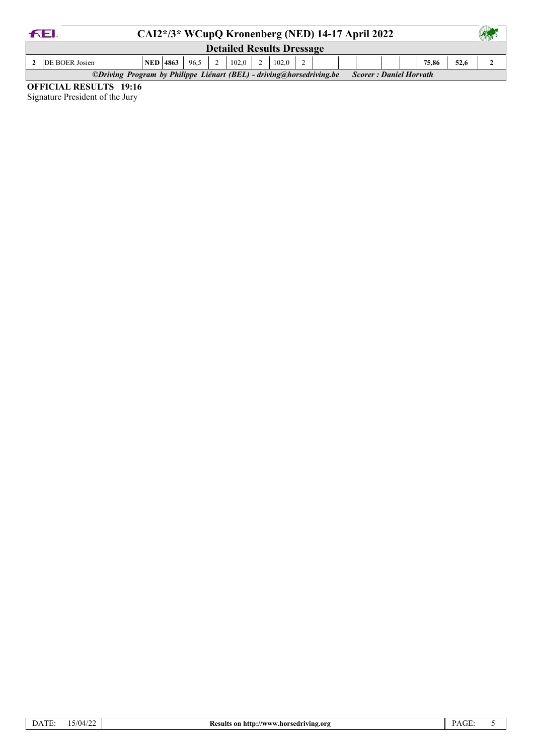# CAI2*/3* WCupQ Kronenberg (NED) 14-17 April 2022

## Detailed Results Dressage

| | | | | | | | | | | | | | | | | | | |
|---|---|---|---|---|---|---|---|---|---|---|---|---|---|---|---|---|---|---|
| 2 | DE BOER Josien | NED | 4863 | 96,5 | 2 | 102,0 | 2 | 102,0 | 2 | | | | | | | **75,86** | **52,6** | **2** |

*©Driving Program by Philippe Liénart (BEL) - driving@horsedriving.be* *Scorer : Daniel Horvath*

**OFFICIAL RESULTS 19:16**

Signature President of the Jury

DATE: 15/04/22 **Results on http://www.horsedriving.org**